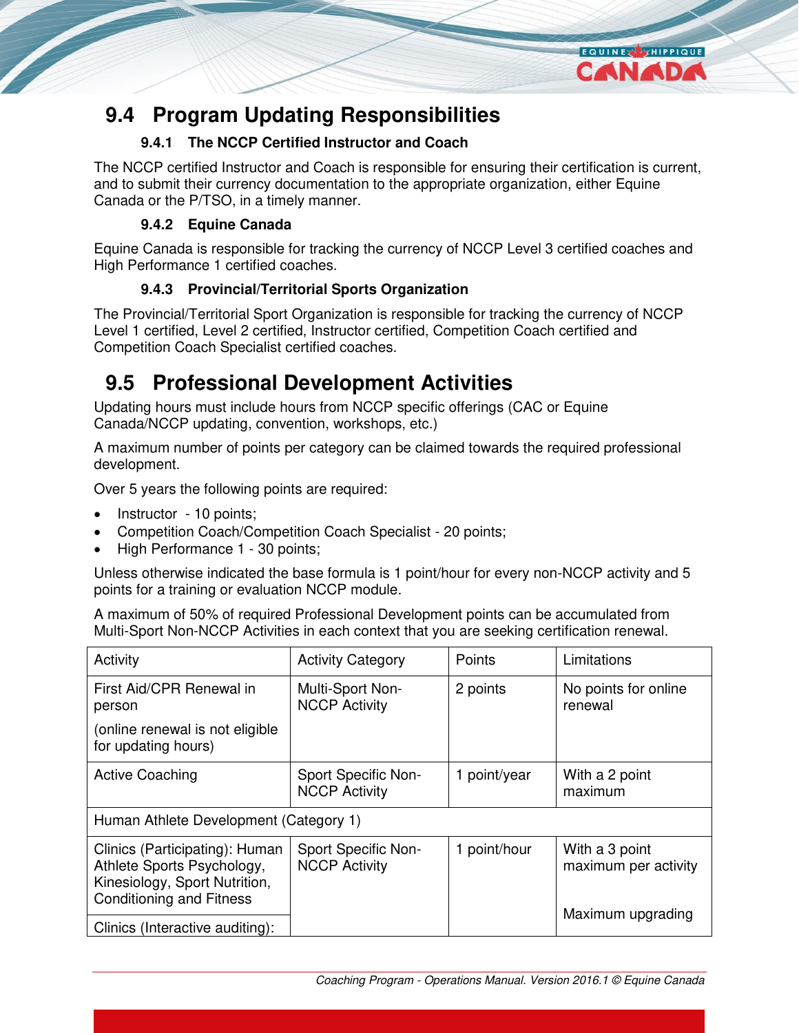## 9.4 Program Updating Responsibilities

### 9.4.1 The NCCP Certified Instructor and Coach

The NCCP certified Instructor and Coach is responsible for ensuring their certification is current, and to submit their currency documentation to the appropriate organization, either Equine Canada or the P/TSO, in a timely manner.

### 9.4.2 Equine Canada

Equine Canada is responsible for tracking the currency of NCCP Level 3 certified coaches and High Performance 1 certified coaches.

### 9.4.3 Provincial/Territorial Sports Organization

The Provincial/Territorial Sport Organization is responsible for tracking the currency of NCCP Level 1 certified, Level 2 certified, Instructor certified, Competition Coach certified and Competition Coach Specialist certified coaches.

## 9.5 Professional Development Activities

Updating hours must include hours from NCCP specific offerings (CAC or Equine Canada/NCCP updating, convention, workshops, etc.)

A maximum number of points per category can be claimed towards the required professional development.

Over 5 years the following points are required:

- Instructor - 10 points;
- Competition Coach/Competition Coach Specialist - 20 points;
- High Performance 1 - 30 points;

Unless otherwise indicated the base formula is 1 point/hour for every non-NCCP activity and 5 points for a training or evaluation NCCP module.

A maximum of 50% of required Professional Development points can be accumulated from Multi-Sport Non-NCCP Activities in each context that you are seeking certification renewal.

| Activity | Activity Category | Points | Limitations |
|---|---|---|---|
| First Aid/CPR Renewal in person<br><br>(online renewal is not eligible for updating hours) | Multi-Sport Non-NCCP Activity | 2 points | No points for online renewal |
| Active Coaching | Sport Specific Non-NCCP Activity | 1 point/year | With a 2 point maximum |
| Human Athlete Development (Category 1) | | | |
| Clinics (Participating): Human Athlete Sports Psychology, Kinesiology, Sport Nutrition, Conditioning and Fitness | Sport Specific Non-NCCP Activity | 1 point/hour | With a 3 point maximum per activity<br><br>Maximum upgrading |
| Clinics (Interactive auditing): | | | |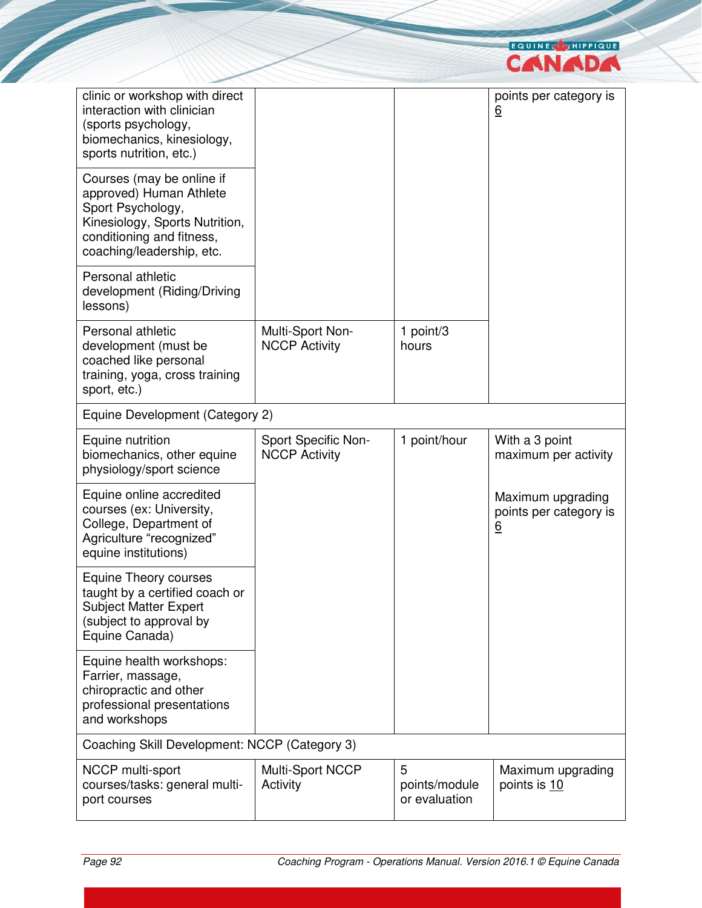| | | | |
|---|---|---|---|
| clinic or workshop with direct interaction with clinician (sports psychology, biomechanics, kinesiology, sports nutrition, etc.) | | | points per category is 6 |
| Courses (may be online if approved) Human Athlete Sport Psychology, Kinesiology, Sports Nutrition, conditioning and fitness, coaching/leadership, etc. | | | |
| Personal athletic development (Riding/Driving lessons) | | | |
| Personal athletic development (must be coached like personal training, yoga, cross training sport, etc.) | Multi-Sport Non-NCCP Activity | 1 point/3 hours | |
| Equine Development (Category 2) | | | |
| Equine nutrition biomechanics, other equine physiology/sport science | Sport Specific Non-NCCP Activity | 1 point/hour | With a 3 point maximum per activity<br><br>Maximum upgrading points per category is 6 |
| Equine online accredited courses (ex: University, College, Department of Agriculture "recognized" equine institutions) | | | |
| Equine Theory courses taught by a certified coach or Subject Matter Expert (subject to approval by Equine Canada) | | | |
| Equine health workshops: Farrier, massage, chiropractic and other professional presentations and workshops | | | |
| Coaching Skill Development: NCCP (Category 3) | | | |
| NCCP multi-sport courses/tasks: general multi-port courses | Multi-Sport NCCP Activity | 5 points/module or evaluation | Maximum upgrading points is 10 |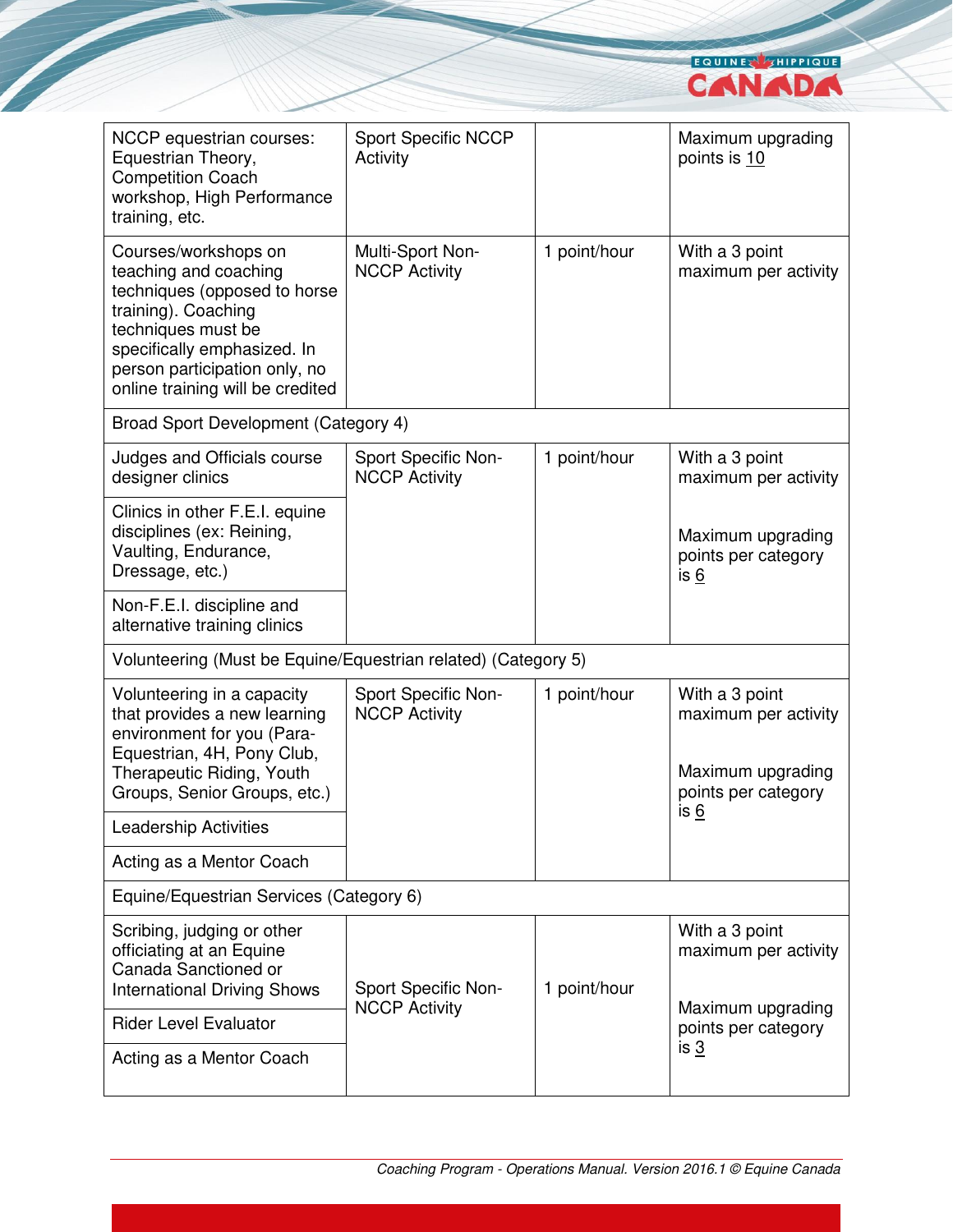| | | | |
|---|---|---|---|
| NCCP equestrian courses: Equestrian Theory, Competition Coach workshop, High Performance training, etc. | Sport Specific NCCP Activity | | Maximum upgrading points is 10 |
| Courses/workshops on teaching and coaching techniques (opposed to horse training). Coaching techniques must be specifically emphasized. In person participation only, no online training will be credited | Multi-Sport Non-NCCP Activity | 1 point/hour | With a 3 point maximum per activity |
| Broad Sport Development (Category 4) | | | |
| Judges and Officials course designer clinics | Sport Specific Non-NCCP Activity | 1 point/hour | With a 3 point maximum per activity<br><br>Maximum upgrading points per category is 6 |
| Clinics in other F.E.I. equine disciplines (ex: Reining, Vaulting, Endurance, Dressage, etc.) | | | |
| Non-F.E.I. discipline and alternative training clinics | | | |
| Volunteering (Must be Equine/Equestrian related) (Category 5) | | | |
| Volunteering in a capacity that provides a new learning environment for you (Para-Equestrian, 4H, Pony Club, Therapeutic Riding, Youth Groups, Senior Groups, etc.) | Sport Specific Non-NCCP Activity | 1 point/hour | With a 3 point maximum per activity<br><br>Maximum upgrading points per category is 6 |
| Leadership Activities | | | |
| Acting as a Mentor Coach | | | |
| Equine/Equestrian Services (Category 6) | | | |
| Scribing, judging or other officiating at an Equine Canada Sanctioned or International Driving Shows | Sport Specific Non-NCCP Activity | 1 point/hour | With a 3 point maximum per activity<br><br>Maximum upgrading points per category is 3 |
| Rider Level Evaluator | | | |
| Acting as a Mentor Coach | | | |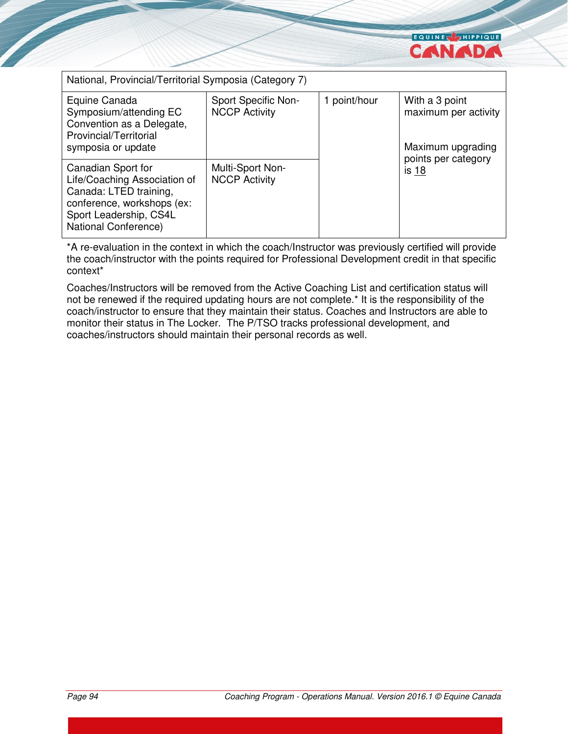| National, Provincial/Territorial Symposia (Category 7) | | | |
|---|---|---|---|
| Equine Canada Symposium/attending EC Convention as a Delegate, Provincial/Territorial symposia or update | Sport Specific Non-NCCP Activity | 1 point/hour | With a 3 point maximum per activity<br><br>Maximum upgrading points per category is 18 |
| Canadian Sport for Life/Coaching Association of Canada: LTED training, conference, workshops (ex: Sport Leadership, CS4L National Conference) | Multi-Sport Non-NCCP Activity | | |

*A re-evaluation in the context in which the coach/Instructor was previously certified will provide the coach/instructor with the points required for Professional Development credit in that specific context*

Coaches/Instructors will be removed from the Active Coaching List and certification status will not be renewed if the required updating hours are not complete.* It is the responsibility of the coach/instructor to ensure that they maintain their status. Coaches and Instructors are able to monitor their status in The Locker. The P/TSO tracks professional development, and coaches/instructors should maintain their personal records as well.